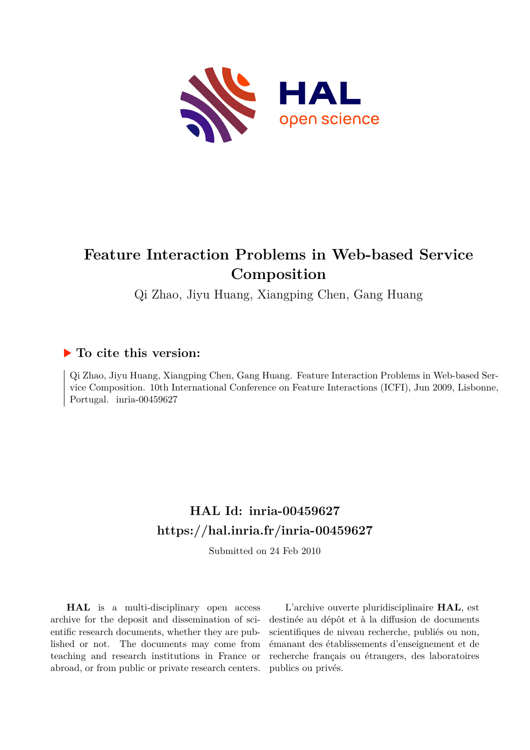# Feature Interaction Problems in Web-based Service Composition

Qi Zhao, Jiyu Huang, Xiangping Chen, Gang Huang

## ▶ To cite this version:

Qi Zhao, Jiyu Huang, Xiangping Chen, Gang Huang. Feature Interaction Problems in Web-based Service Composition. 10th International Conference on Feature Interactions (ICFI), Jun 2009, Lisbonne, Portugal. inria-00459627

## HAL Id: inria-00459627
## https://hal.inria.fr/inria-00459627

Submitted on 24 Feb 2010

**HAL** is a multi-disciplinary open access archive for the deposit and dissemination of scientific research documents, whether they are published or not. The documents may come from teaching and research institutions in France or abroad, or from public or private research centers.

L'archive ouverte pluridisciplinaire **HAL**, est destinée au dépôt et à la diffusion de documents scientifiques de niveau recherche, publiés ou non, émanant des établissements d'enseignement et de recherche français ou étrangers, des laboratoires publics ou privés.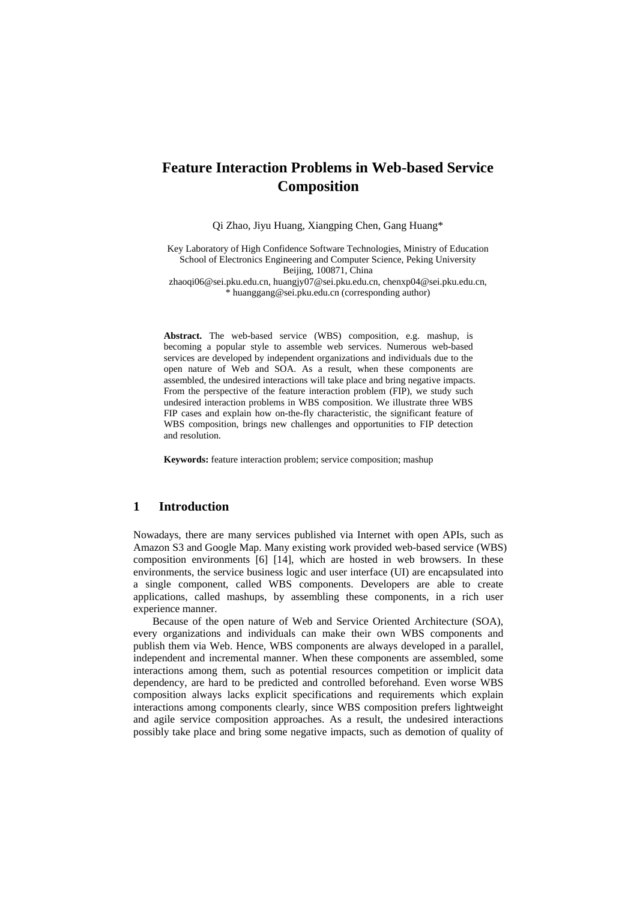# Feature Interaction Problems in Web-based Service Composition

Qi Zhao, Jiyu Huang, Xiangping Chen, Gang Huang*

Key Laboratory of High Confidence Software Technologies, Ministry of Education
School of Electronics Engineering and Computer Science, Peking University
Beijing, 100871, China
zhaoqi06@sei.pku.edu.cn, huangjy07@sei.pku.edu.cn, chenxp04@sei.pku.edu.cn,
* huanggang@sei.pku.edu.cn (corresponding author)

**Abstract.** The web-based service (WBS) composition, e.g. mashup, is becoming a popular style to assemble web services. Numerous web-based services are developed by independent organizations and individuals due to the open nature of Web and SOA. As a result, when these components are assembled, the undesired interactions will take place and bring negative impacts. From the perspective of the feature interaction problem (FIP), we study such undesired interaction problems in WBS composition. We illustrate three WBS FIP cases and explain how on-the-fly characteristic, the significant feature of WBS composition, brings new challenges and opportunities to FIP detection and resolution.

**Keywords:** feature interaction problem; service composition; mashup

## 1 Introduction

Nowadays, there are many services published via Internet with open APIs, such as Amazon S3 and Google Map. Many existing work provided web-based service (WBS) composition environments [6] [14], which are hosted in web browsers. In these environments, the service business logic and user interface (UI) are encapsulated into a single component, called WBS components. Developers are able to create applications, called mashups, by assembling these components, in a rich user experience manner.

Because of the open nature of Web and Service Oriented Architecture (SOA), every organizations and individuals can make their own WBS components and publish them via Web. Hence, WBS components are always developed in a parallel, independent and incremental manner. When these components are assembled, some interactions among them, such as potential resources competition or implicit data dependency, are hard to be predicted and controlled beforehand. Even worse WBS composition always lacks explicit specifications and requirements which explain interactions among components clearly, since WBS composition prefers lightweight and agile service composition approaches. As a result, the undesired interactions possibly take place and bring some negative impacts, such as demotion of quality of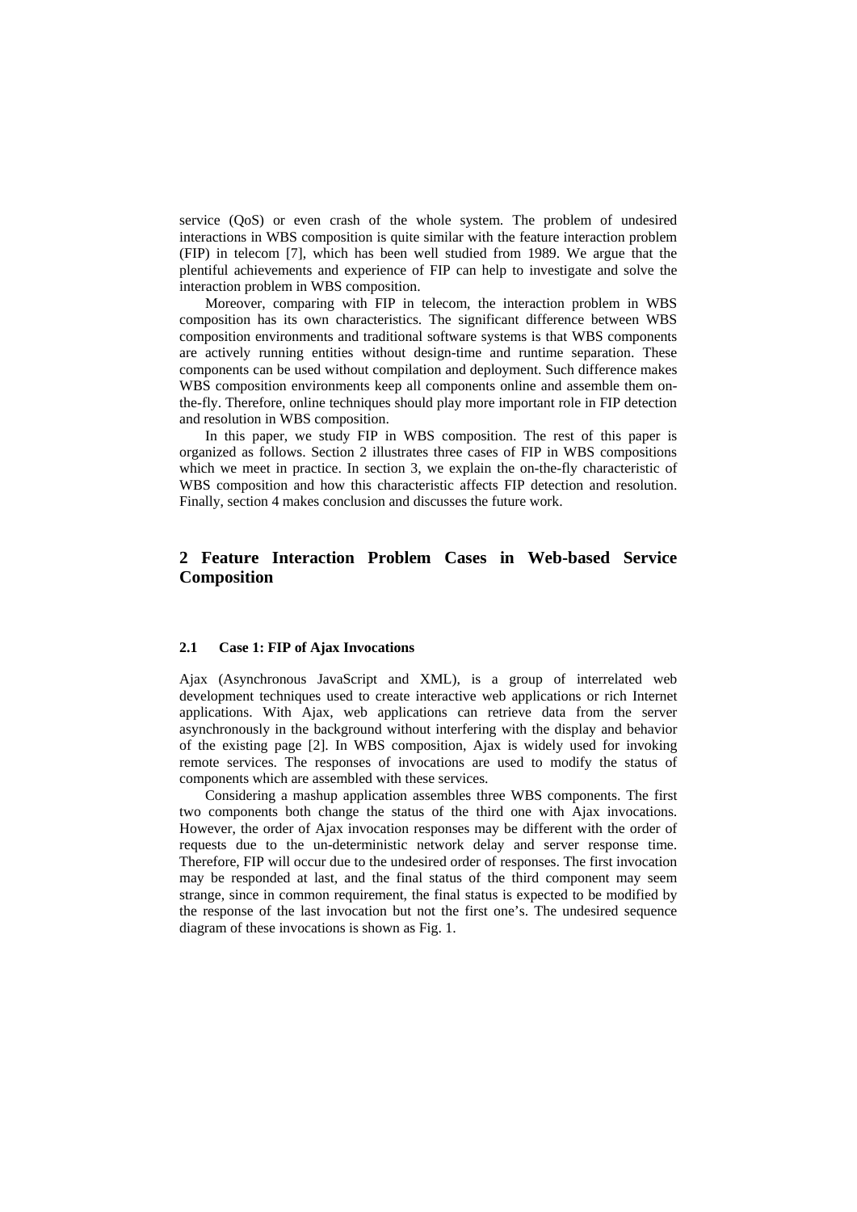service (QoS) or even crash of the whole system. The problem of undesired interactions in WBS composition is quite similar with the feature interaction problem (FIP) in telecom [7], which has been well studied from 1989. We argue that the plentiful achievements and experience of FIP can help to investigate and solve the interaction problem in WBS composition.

Moreover, comparing with FIP in telecom, the interaction problem in WBS composition has its own characteristics. The significant difference between WBS composition environments and traditional software systems is that WBS components are actively running entities without design-time and runtime separation. These components can be used without compilation and deployment. Such difference makes WBS composition environments keep all components online and assemble them on-the-fly. Therefore, online techniques should play more important role in FIP detection and resolution in WBS composition.

In this paper, we study FIP in WBS composition. The rest of this paper is organized as follows. Section 2 illustrates three cases of FIP in WBS compositions which we meet in practice. In section 3, we explain the on-the-fly characteristic of WBS composition and how this characteristic affects FIP detection and resolution. Finally, section 4 makes conclusion and discusses the future work.

## 2 Feature Interaction Problem Cases in Web-based Service Composition

### 2.1 Case 1: FIP of Ajax Invocations

Ajax (Asynchronous JavaScript and XML), is a group of interrelated web development techniques used to create interactive web applications or rich Internet applications. With Ajax, web applications can retrieve data from the server asynchronously in the background without interfering with the display and behavior of the existing page [2]. In WBS composition, Ajax is widely used for invoking remote services. The responses of invocations are used to modify the status of components which are assembled with these services.

Considering a mashup application assembles three WBS components. The first two components both change the status of the third one with Ajax invocations. However, the order of Ajax invocation responses may be different with the order of requests due to the un-deterministic network delay and server response time. Therefore, FIP will occur due to the undesired order of responses. The first invocation may be responded at last, and the final status of the third component may seem strange, since in common requirement, the final status is expected to be modified by the response of the last invocation but not the first one's. The undesired sequence diagram of these invocations is shown as Fig. 1.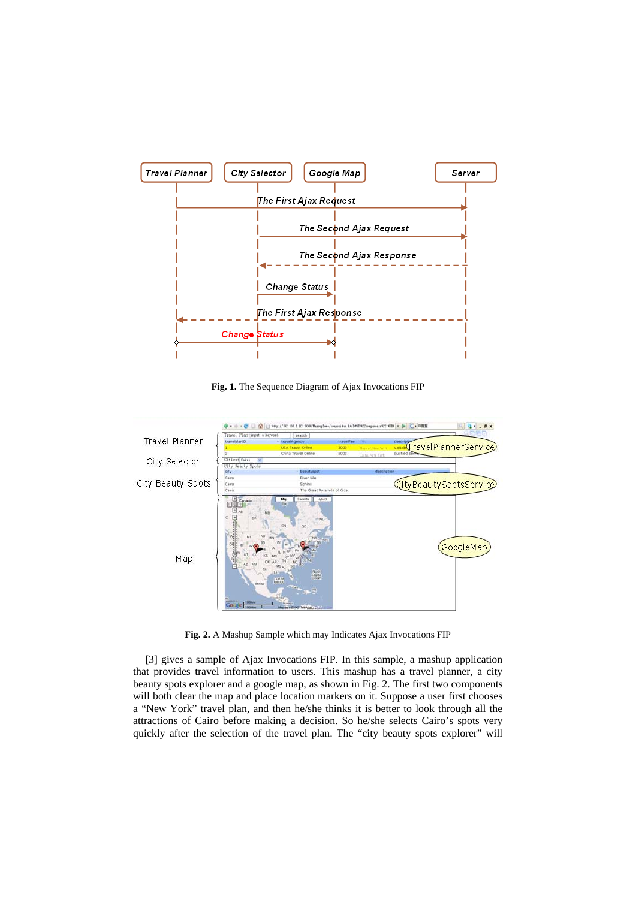**Fig. 1.** The Sequence Diagram of Ajax Invocations FIP

**Fig. 2.** A Mashup Sample which may Indicates Ajax Invocations FIP

[3] gives a sample of Ajax Invocations FIP. In this sample, a mashup application that provides travel information to users. This mashup has a travel planner, a city beauty spots explorer and a google map, as shown in Fig. 2. The first two components will both clear the map and place location markers on it. Suppose a user first chooses a "New York" travel plan, and then he/she thinks it is better to look through all the attractions of Cairo before making a decision. So he/she selects Cairo's spots very quickly after the selection of the travel plan. The "city beauty spots explorer" will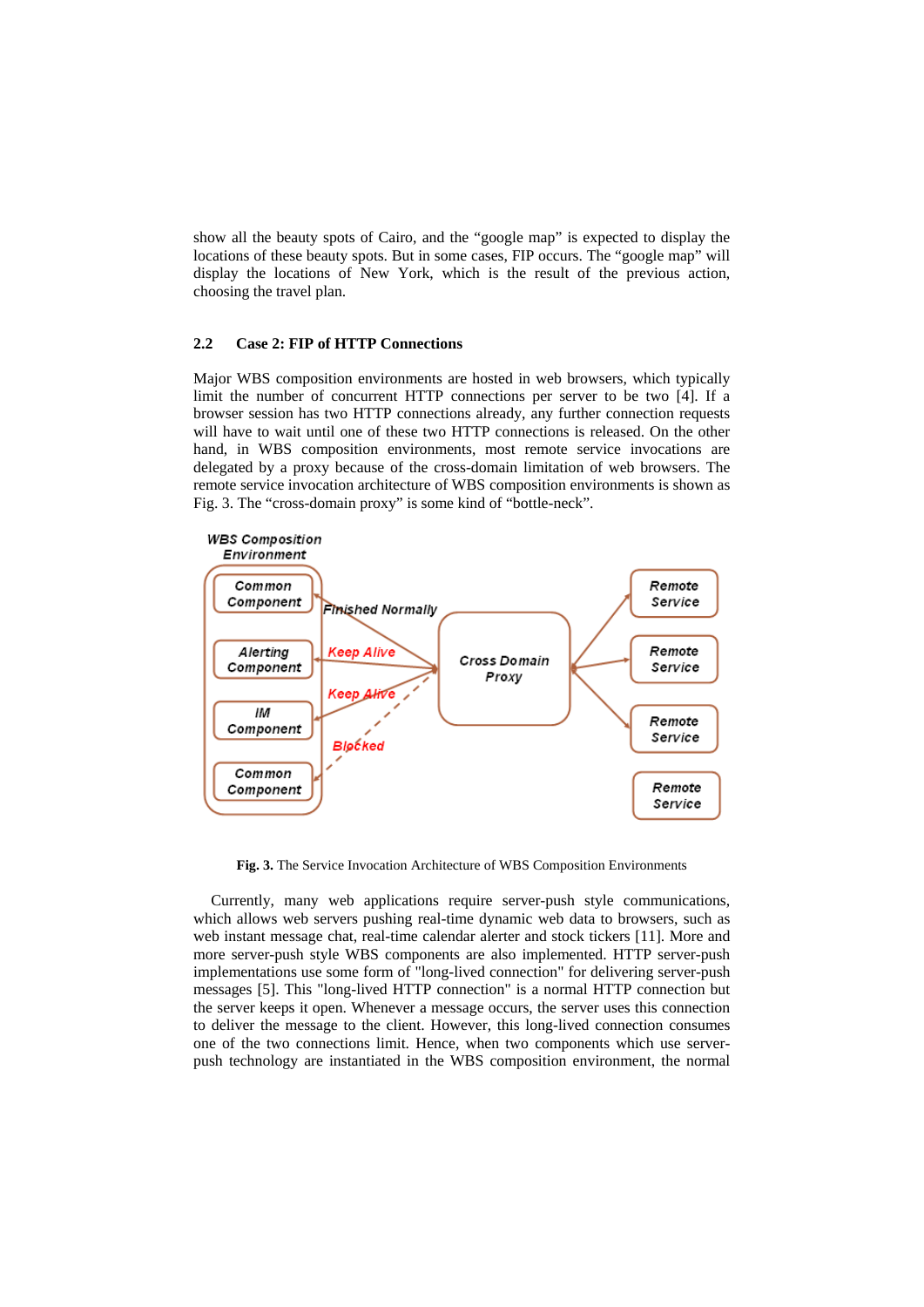show all the beauty spots of Cairo, and the "google map" is expected to display the locations of these beauty spots. But in some cases, FIP occurs. The "google map" will display the locations of New York, which is the result of the previous action, choosing the travel plan.

### 2.2 Case 2: FIP of HTTP Connections

Major WBS composition environments are hosted in web browsers, which typically limit the number of concurrent HTTP connections per server to be two [4]. If a browser session has two HTTP connections already, any further connection requests will have to wait until one of these two HTTP connections is released. On the other hand, in WBS composition environments, most remote service invocations are delegated by a proxy because of the cross-domain limitation of web browsers. The remote service invocation architecture of WBS composition environments is shown as Fig. 3. The "cross-domain proxy" is some kind of "bottle-neck".

**Fig. 3.** The Service Invocation Architecture of WBS Composition Environments

Currently, many web applications require server-push style communications, which allows web servers pushing real-time dynamic web data to browsers, such as web instant message chat, real-time calendar alerter and stock tickers [11]. More and more server-push style WBS components are also implemented. HTTP server-push implementations use some form of "long-lived connection" for delivering server-push messages [5]. This "long-lived HTTP connection" is a normal HTTP connection but the server keeps it open. Whenever a message occurs, the server uses this connection to deliver the message to the client. However, this long-lived connection consumes one of the two connections limit. Hence, when two components which use server-push technology are instantiated in the WBS composition environment, the normal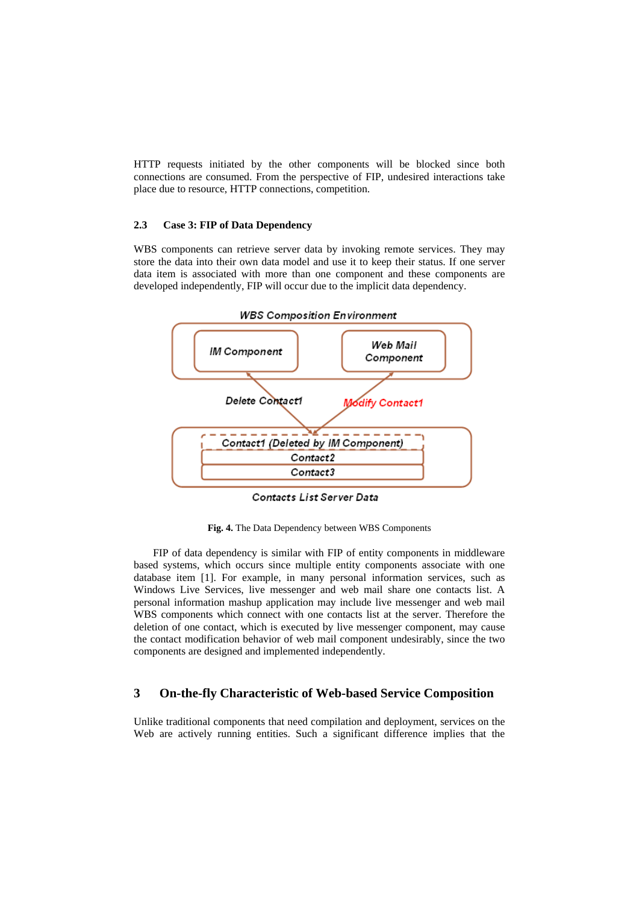HTTP requests initiated by the other components will be blocked since both connections are consumed. From the perspective of FIP, undesired interactions take place due to resource, HTTP connections, competition.

### 2.3 Case 3: FIP of Data Dependency

WBS components can retrieve server data by invoking remote services. They may store the data into their own data model and use it to keep their status. If one server data item is associated with more than one component and these components are developed independently, FIP will occur due to the implicit data dependency.

**Fig. 4.** The Data Dependency between WBS Components

FIP of data dependency is similar with FIP of entity components in middleware based systems, which occurs since multiple entity components associate with one database item [1]. For example, in many personal information services, such as Windows Live Services, live messenger and web mail share one contacts list. A personal information mashup application may include live messenger and web mail WBS components which connect with one contacts list at the server. Therefore the deletion of one contact, which is executed by live messenger component, may cause the contact modification behavior of web mail component undesirably, since the two components are designed and implemented independently.

## 3 On-the-fly Characteristic of Web-based Service Composition

Unlike traditional components that need compilation and deployment, services on the Web are actively running entities. Such a significant difference implies that the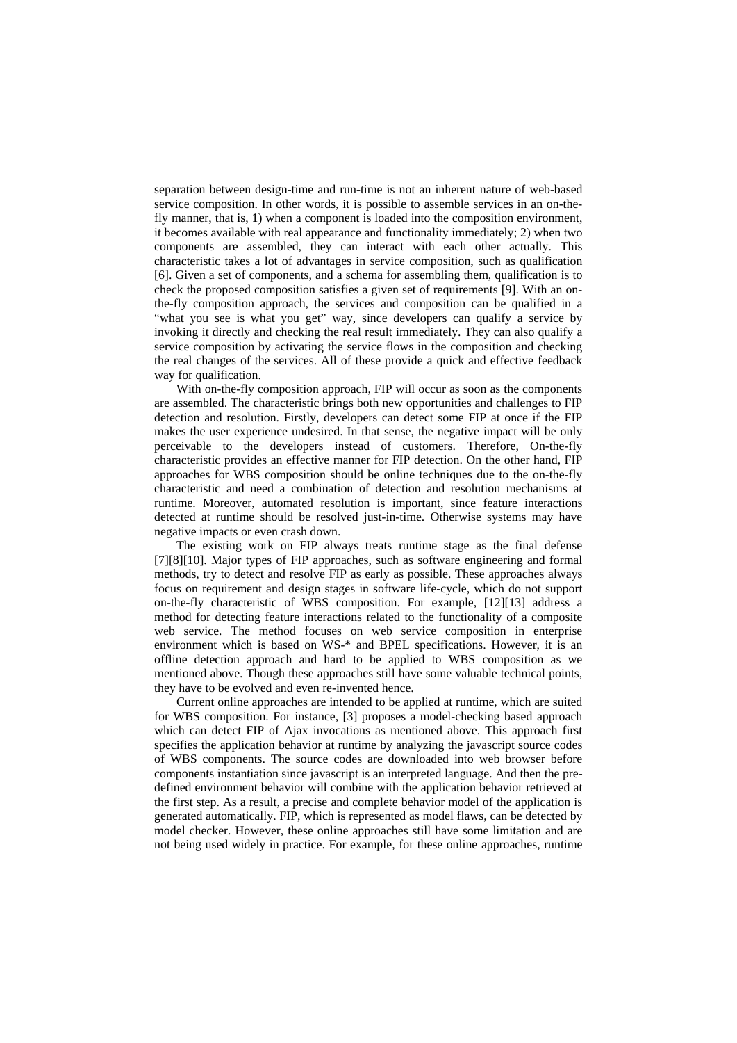separation between design-time and run-time is not an inherent nature of web-based service composition. In other words, it is possible to assemble services in an on-the-fly manner, that is, 1) when a component is loaded into the composition environment, it becomes available with real appearance and functionality immediately; 2) when two components are assembled, they can interact with each other actually. This characteristic takes a lot of advantages in service composition, such as qualification [6]. Given a set of components, and a schema for assembling them, qualification is to check the proposed composition satisfies a given set of requirements [9]. With an on-the-fly composition approach, the services and composition can be qualified in a "what you see is what you get" way, since developers can qualify a service by invoking it directly and checking the real result immediately. They can also qualify a service composition by activating the service flows in the composition and checking the real changes of the services. All of these provide a quick and effective feedback way for qualification.

With on-the-fly composition approach, FIP will occur as soon as the components are assembled. The characteristic brings both new opportunities and challenges to FIP detection and resolution. Firstly, developers can detect some FIP at once if the FIP makes the user experience undesired. In that sense, the negative impact will be only perceivable to the developers instead of customers. Therefore, On-the-fly characteristic provides an effective manner for FIP detection. On the other hand, FIP approaches for WBS composition should be online techniques due to the on-the-fly characteristic and need a combination of detection and resolution mechanisms at runtime. Moreover, automated resolution is important, since feature interactions detected at runtime should be resolved just-in-time. Otherwise systems may have negative impacts or even crash down.

The existing work on FIP always treats runtime stage as the final defense [7][8][10]. Major types of FIP approaches, such as software engineering and formal methods, try to detect and resolve FIP as early as possible. These approaches always focus on requirement and design stages in software life-cycle, which do not support on-the-fly characteristic of WBS composition. For example, [12][13] address a method for detecting feature interactions related to the functionality of a composite web service. The method focuses on web service composition in enterprise environment which is based on WS-* and BPEL specifications. However, it is an offline detection approach and hard to be applied to WBS composition as we mentioned above. Though these approaches still have some valuable technical points, they have to be evolved and even re-invented hence.

Current online approaches are intended to be applied at runtime, which are suited for WBS composition. For instance, [3] proposes a model-checking based approach which can detect FIP of Ajax invocations as mentioned above. This approach first specifies the application behavior at runtime by analyzing the javascript source codes of WBS components. The source codes are downloaded into web browser before components instantiation since javascript is an interpreted language. And then the pre-defined environment behavior will combine with the application behavior retrieved at the first step. As a result, a precise and complete behavior model of the application is generated automatically. FIP, which is represented as model flaws, can be detected by model checker. However, these online approaches still have some limitation and are not being used widely in practice. For example, for these online approaches, runtime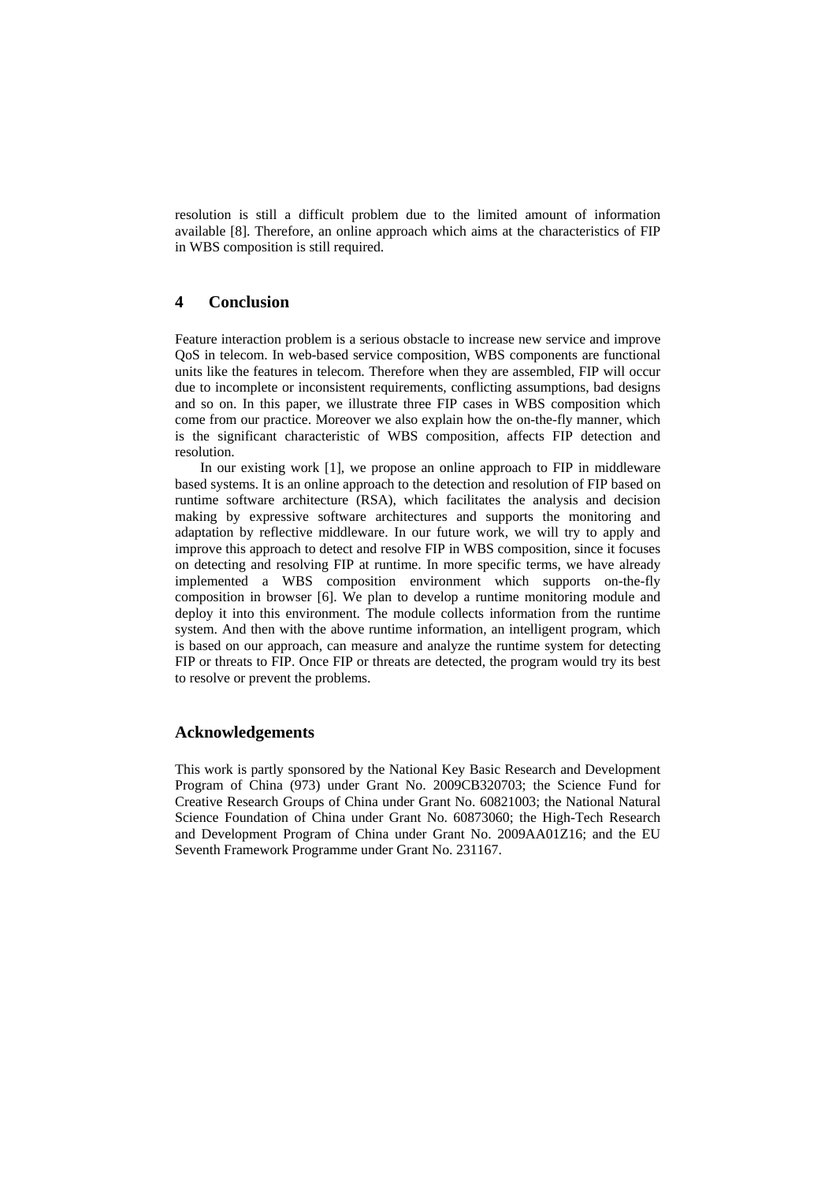resolution is still a difficult problem due to the limited amount of information available [8]. Therefore, an online approach which aims at the characteristics of FIP in WBS composition is still required.

## 4 Conclusion

Feature interaction problem is a serious obstacle to increase new service and improve QoS in telecom. In web-based service composition, WBS components are functional units like the features in telecom. Therefore when they are assembled, FIP will occur due to incomplete or inconsistent requirements, conflicting assumptions, bad designs and so on. In this paper, we illustrate three FIP cases in WBS composition which come from our practice. Moreover we also explain how the on-the-fly manner, which is the significant characteristic of WBS composition, affects FIP detection and resolution.

In our existing work [1], we propose an online approach to FIP in middleware based systems. It is an online approach to the detection and resolution of FIP based on runtime software architecture (RSA), which facilitates the analysis and decision making by expressive software architectures and supports the monitoring and adaptation by reflective middleware. In our future work, we will try to apply and improve this approach to detect and resolve FIP in WBS composition, since it focuses on detecting and resolving FIP at runtime. In more specific terms, we have already implemented a WBS composition environment which supports on-the-fly composition in browser [6]. We plan to develop a runtime monitoring module and deploy it into this environment. The module collects information from the runtime system. And then with the above runtime information, an intelligent program, which is based on our approach, can measure and analyze the runtime system for detecting FIP or threats to FIP. Once FIP or threats are detected, the program would try its best to resolve or prevent the problems.

## Acknowledgements

This work is partly sponsored by the National Key Basic Research and Development Program of China (973) under Grant No. 2009CB320703; the Science Fund for Creative Research Groups of China under Grant No. 60821003; the National Natural Science Foundation of China under Grant No. 60873060; the High-Tech Research and Development Program of China under Grant No. 2009AA01Z16; and the EU Seventh Framework Programme under Grant No. 231167.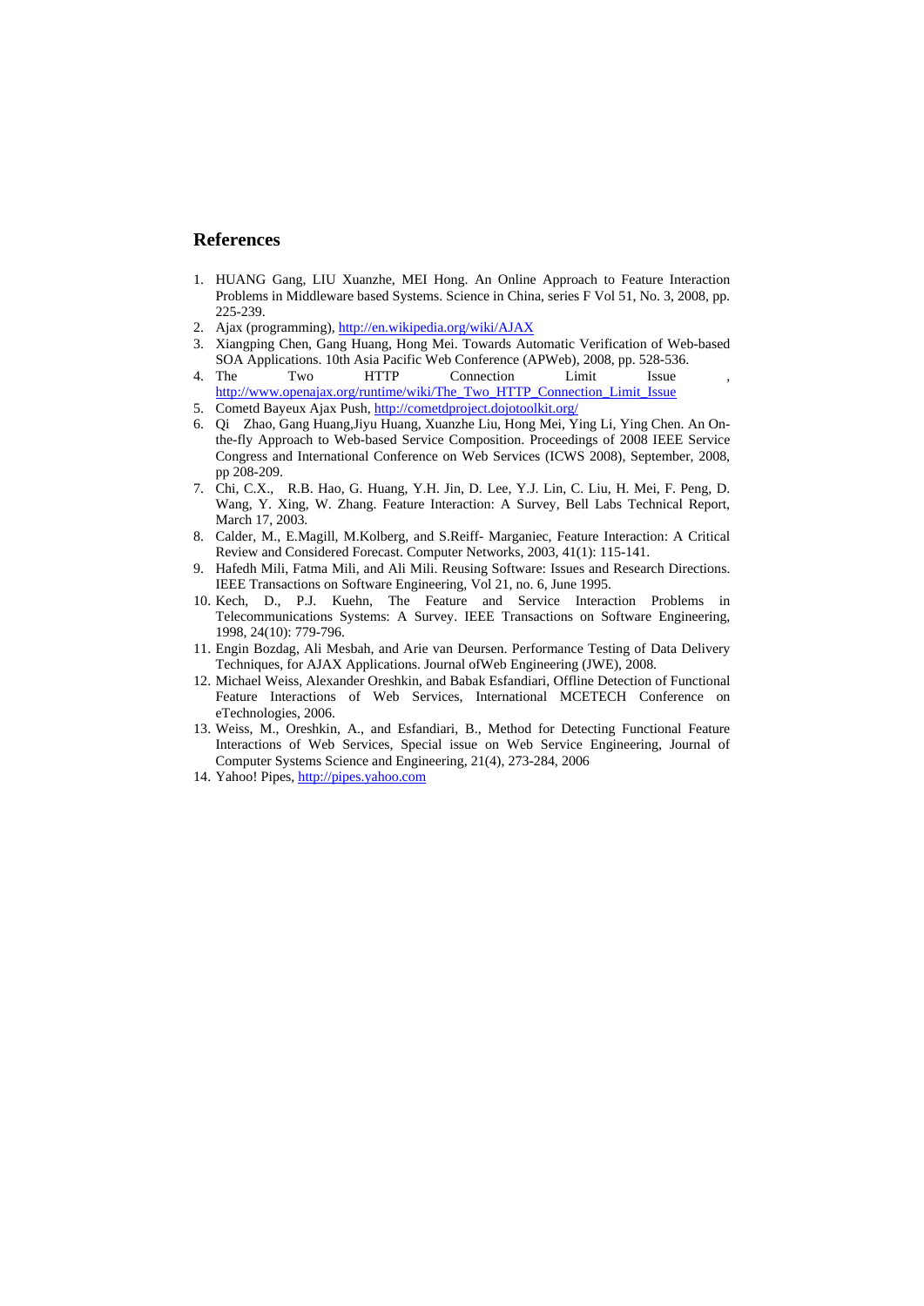## References

1. HUANG Gang, LIU Xuanzhe, MEI Hong. An Online Approach to Feature Interaction Problems in Middleware based Systems. Science in China, series F Vol 51, No. 3, 2008, pp. 225-239.
2. Ajax (programming), http://en.wikipedia.org/wiki/AJAX
3. Xiangping Chen, Gang Huang, Hong Mei. Towards Automatic Verification of Web-based SOA Applications. 10th Asia Pacific Web Conference (APWeb), 2008, pp. 528-536.
4. The Two HTTP Connection Limit Issue , http://www.openajax.org/runtime/wiki/The_Two_HTTP_Connection_Limit_Issue
5. Cometd Bayeux Ajax Push, http://cometdproject.dojotoolkit.org/
6. Qi Zhao, Gang Huang,Jiyu Huang, Xuanzhe Liu, Hong Mei, Ying Li, Ying Chen. An On-the-fly Approach to Web-based Service Composition. Proceedings of 2008 IEEE Service Congress and International Conference on Web Services (ICWS 2008), September, 2008, pp 208-209.
7. Chi, C.X., R.B. Hao, G. Huang, Y.H. Jin, D. Lee, Y.J. Lin, C. Liu, H. Mei, F. Peng, D. Wang, Y. Xing, W. Zhang. Feature Interaction: A Survey, Bell Labs Technical Report, March 17, 2003.
8. Calder, M., E.Magill, M.Kolberg, and S.Reiff- Marganiec, Feature Interaction: A Critical Review and Considered Forecast. Computer Networks, 2003, 41(1): 115-141.
9. Hafedh Mili, Fatma Mili, and Ali Mili. Reusing Software: Issues and Research Directions. IEEE Transactions on Software Engineering, Vol 21, no. 6, June 1995.
10. Kech, D., P.J. Kuehn, The Feature and Service Interaction Problems in Telecommunications Systems: A Survey. IEEE Transactions on Software Engineering, 1998, 24(10): 779-796.
11. Engin Bozdag, Ali Mesbah, and Arie van Deursen. Performance Testing of Data Delivery Techniques, for AJAX Applications. Journal ofWeb Engineering (JWE), 2008.
12. Michael Weiss, Alexander Oreshkin, and Babak Esfandiari, Offline Detection of Functional Feature Interactions of Web Services, International MCETECH Conference on eTechnologies, 2006.
13. Weiss, M., Oreshkin, A., and Esfandiari, B., Method for Detecting Functional Feature Interactions of Web Services, Special issue on Web Service Engineering, Journal of Computer Systems Science and Engineering, 21(4), 273-284, 2006
14. Yahoo! Pipes, http://pipes.yahoo.com